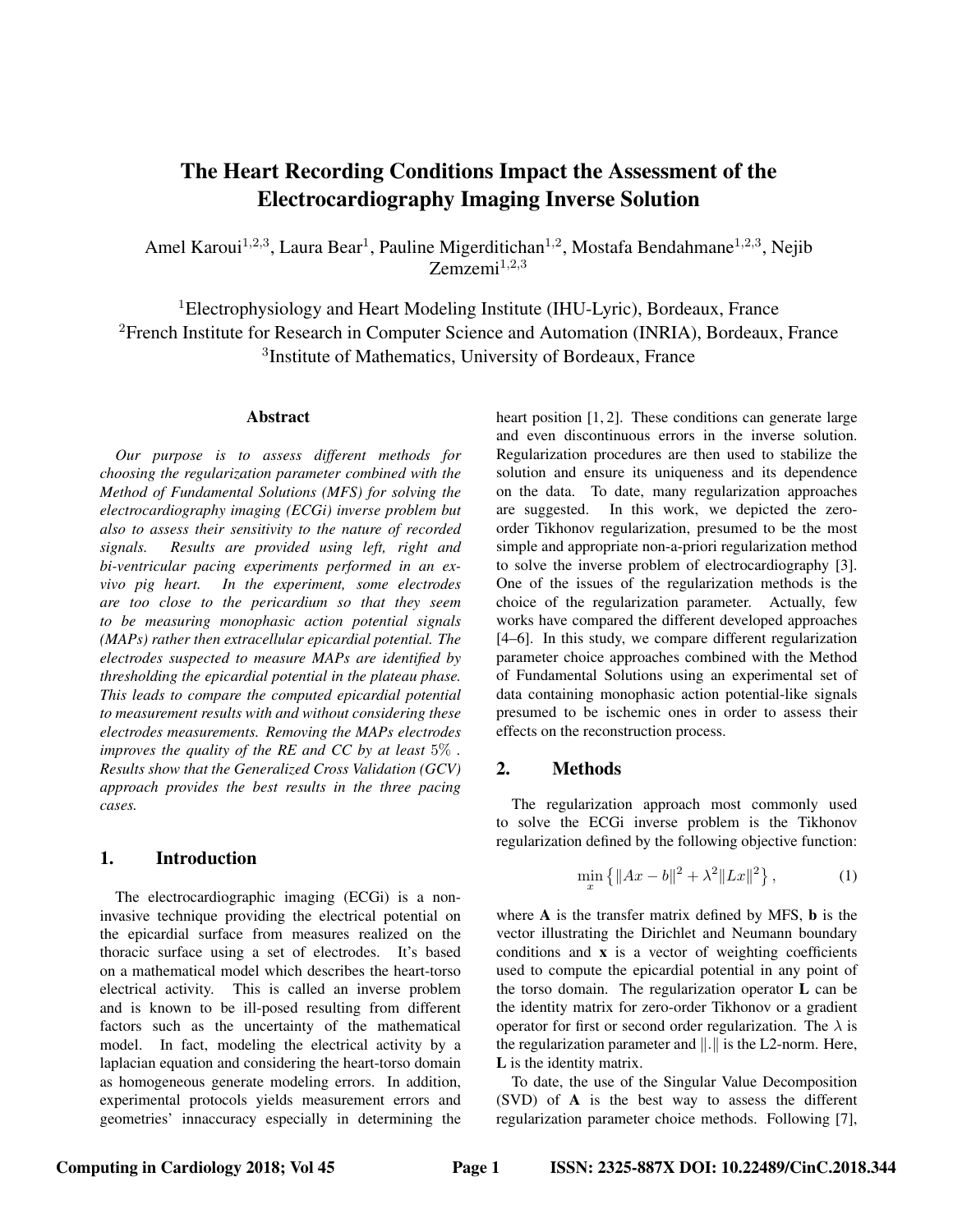# The Heart Recording Conditions Impact the Assessment of the Electrocardiography Imaging Inverse Solution

Amel Karoui[1,2,3], Laura Bear[1], Pauline Migerditichan[1,2], Mostafa Bendahmane[1,2,3], Nejib Zemzemi[1,2,3]

[1]Electrophysiology and Heart Modeling Institute (IHU-Lyric), Bordeaux, France
[2]French Institute for Research in Computer Science and Automation (INRIA), Bordeaux, France
[3]Institute of Mathematics, University of Bordeaux, France

### Abstract

*Our purpose is to assess different methods for choosing the regularization parameter combined with the Method of Fundamental Solutions (MFS) for solving the electrocardiography imaging (ECGi) inverse problem but also to assess their sensitivity to the nature of recorded signals. Results are provided using left, right and bi-ventricular pacing experiments performed in an ex-vivo pig heart. In the experiment, some electrodes are too close to the pericardium so that they seem to be measuring monophasic action potential signals (MAPs) rather then extracellular epicardial potential. The electrodes suspected to measure MAPs are identified by thresholding the epicardial potential in the plateau phase. This leads to compare the computed epicardial potential to measurement results with and without considering these electrodes measurements. Removing the MAPs electrodes improves the quality of the RE and CC by at least* $5\%$ *. Results show that the Generalized Cross Validation (GCV) approach provides the best results in the three pacing cases.*

## 1. Introduction

The electrocardiographic imaging (ECGi) is a non-invasive technique providing the electrical potential on the epicardial surface from measures realized on the thoracic surface using a set of electrodes. It's based on a mathematical model which describes the heart-torso electrical activity. This is called an inverse problem and is known to be ill-posed resulting from different factors such as the uncertainty of the mathematical model. In fact, modeling the electrical activity by a laplacian equation and considering the heart-torso domain as homogeneous generate modeling errors. In addition, experimental protocols yields measurement errors and geometries' innaccuracy especially in determining the heart position [1, 2]. These conditions can generate large and even discontinuous errors in the inverse solution. Regularization procedures are then used to stabilize the solution and ensure its uniqueness and its dependence on the data. To date, many regularization approaches are suggested. In this work, we depicted the zero-order Tikhonov regularization, presumed to be the most simple and appropriate non-a-priori regularization method to solve the inverse problem of electrocardiography [3]. One of the issues of the regularization methods is the choice of the regularization parameter. Actually, few works have compared the different developed approaches [4–6]. In this study, we compare different regularization parameter choice approaches combined with the Method of Fundamental Solutions using an experimental set of data containing monophasic action potential-like signals presumed to be ischemic ones in order to assess their effects on the reconstruction process.

## 2. Methods

The regularization approach most commonly used to solve the ECGi inverse problem is the Tikhonov regularization defined by the following objective function:

$$\min_{x} \left\{ \|Ax - b\|^2 + \lambda^2 \|Lx\|^2 \right\}, \tag{1}$$

where $\mathbf{A}$ is the transfer matrix defined by MFS, $\mathbf{b}$ is the vector illustrating the Dirichlet and Neumann boundary conditions and $\mathbf{x}$ is a vector of weighting coefficients used to compute the epicardial potential in any point of the torso domain. The regularization operator $\mathbf{L}$ can be the identity matrix for zero-order Tikhonov or a gradient operator for first or second order regularization. The $\lambda$ is the regularization parameter and $\|.\|$ is the L2-norm. Here, $\mathbf{L}$ is the identity matrix.

To date, the use of the Singular Value Decomposition (SVD) of $\mathbf{A}$ is the best way to assess the different regularization parameter choice methods. Following [7],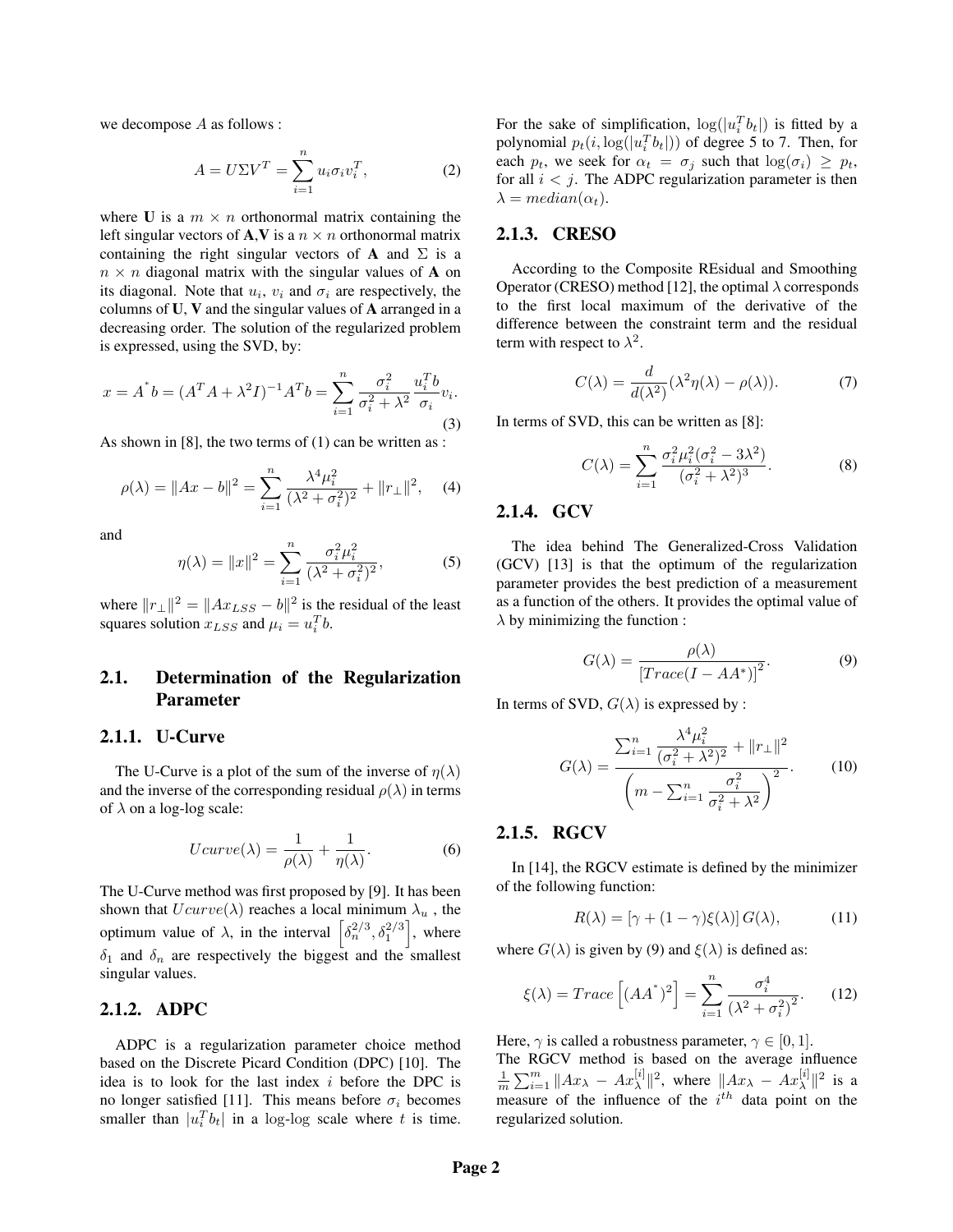we decompose $A$ as follows :

$$A = U\Sigma V^T = \sum_{i=1}^{n} u_i \sigma_i v_i^T, \tag{2}$$

where **U** is a $m \times n$ orthonormal matrix containing the left singular vectors of **A**,**V** is a $n \times n$ orthonormal matrix containing the right singular vectors of **A** and $\Sigma$ is a $n \times n$ diagonal matrix with the singular values of **A** on its diagonal. Note that $u_i$, $v_i$ and $\sigma_i$ are respectively, the columns of **U**, **V** and the singular values of **A** arranged in a decreasing order. The solution of the regularized problem is expressed, using the SVD, by:

$$x = A^{*}b = (A^TA + \lambda^2 I)^{-1}A^T b = \sum_{i=1}^{n} \frac{\sigma_i^2}{\sigma_i^2 + \lambda^2} \frac{u_i^T b}{\sigma_i} v_i. \tag{3}$$

As shown in [8], the two terms of (1) can be written as :

$$\rho(\lambda) = \|Ax - b\|^2 = \sum_{i=1}^{n} \frac{\lambda^4 \mu_i^2}{(\lambda^2 + \sigma_i^2)^2} + \|r_\perp\|^2, \tag{4}$$

and

$$\eta(\lambda) = \|x\|^2 = \sum_{i=1}^{n} \frac{\sigma_i^2 \mu_i^2}{(\lambda^2 + \sigma_i^2)^2}, \tag{5}$$

where $\|r_\perp\|^2 = \|Ax_{LSS} - b\|^2$ is the residual of the least squares solution $x_{LSS}$ and $\mu_i = u_i^T b$.

## 2.1. Determination of the Regularization Parameter

### 2.1.1. U-Curve

The U-Curve is a plot of the sum of the inverse of $\eta(\lambda)$ and the inverse of the corresponding residual $\rho(\lambda)$ in terms of $\lambda$ on a log-log scale:

$$Ucurve(\lambda) = \frac{1}{\rho(\lambda)} + \frac{1}{\eta(\lambda)}. \tag{6}$$

The U-Curve method was first proposed by [9]. It has been shown that $Ucurve(\lambda)$ reaches a local minimum $\lambda_u$ , the optimum value of $\lambda$, in the interval $\left[\delta_n^{2/3}, \delta_1^{2/3}\right]$, where $\delta_1$ and $\delta_n$ are respectively the biggest and the smallest singular values.

### 2.1.2. ADPC

ADPC is a regularization parameter choice method based on the Discrete Picard Condition (DPC) [10]. The idea is to look for the last index $i$ before the DPC is no longer satisfied [11]. This means before $\sigma_i$ becomes smaller than $|u_i^T b_t|$ in a log-log scale where $t$ is time. For the sake of simplification, $\log(|u_i^T b_t|)$ is fitted by a polynomial $p_t(i, \log(|u_i^T b_t|))$ of degree 5 to 7. Then, for each $p_t$, we seek for $\alpha_t = \sigma_j$ such that $\log(\sigma_i) \geq p_t$, for all $i < j$. The ADPC regularization parameter is then $\lambda = median(\alpha_t)$.

### 2.1.3. CRESO

According to the Composite REsidual and Smoothing Operator (CRESO) method [12], the optimal $\lambda$ corresponds to the first local maximum of the derivative of the difference between the constraint term and the residual term with respect to $\lambda^2$.

$$C(\lambda) = \frac{d}{d(\lambda^2)}(\lambda^2 \eta(\lambda) - \rho(\lambda)). \tag{7}$$

In terms of SVD, this can be written as [8]:

$$C(\lambda) = \sum_{i=1}^{n} \frac{\sigma_i^2 \mu_i^2 (\sigma_i^2 - 3\lambda^2)}{(\sigma_i^2 + \lambda^2)^3}. \tag{8}$$

### 2.1.4. GCV

The idea behind The Generalized-Cross Validation (GCV) [13] is that the optimum of the regularization parameter provides the best prediction of a measurement as a function of the others. It provides the optimal value of $\lambda$ by minimizing the function :

$$G(\lambda) = \frac{\rho(\lambda)}{\left[Trace(I - AA^{*})\right]^2}. \tag{9}$$

In terms of SVD, $G(\lambda)$ is expressed by :

$$G(\lambda) = \frac{\sum_{i=1}^{n} \dfrac{\lambda^4 \mu_i^2}{(\sigma_i^2 + \lambda^2)^2} + \|r_\perp\|^2}{\left(m - \sum_{i=1}^{n} \dfrac{\sigma_i^2}{\sigma_i^2 + \lambda^2}\right)^2}. \tag{10}$$

### 2.1.5. RGCV

In [14], the RGCV estimate is defined by the minimizer of the following function:

$$R(\lambda) = \left[\gamma + (1 - \gamma)\xi(\lambda)\right] G(\lambda), \tag{11}$$

where $G(\lambda)$ is given by (9) and $\xi(\lambda)$ is defined as:

$$\xi(\lambda) = Trace\left[(AA^{*})^2\right] = \sum_{i=1}^{n} \frac{\sigma_i^4}{\left(\lambda^2 + \sigma_i^2\right)^2}. \tag{12}$$

Here, $\gamma$ is called a robustness parameter, $\gamma \in [0, 1]$.
The RGCV method is based on the average influence $\frac{1}{m}\sum_{i=1}^{m} \|Ax_\lambda - Ax_\lambda^{[i]}\|^2$, where $\|Ax_\lambda - Ax_\lambda^{[i]}\|^2$ is a measure of the influence of the $i^{th}$ data point on the regularized solution.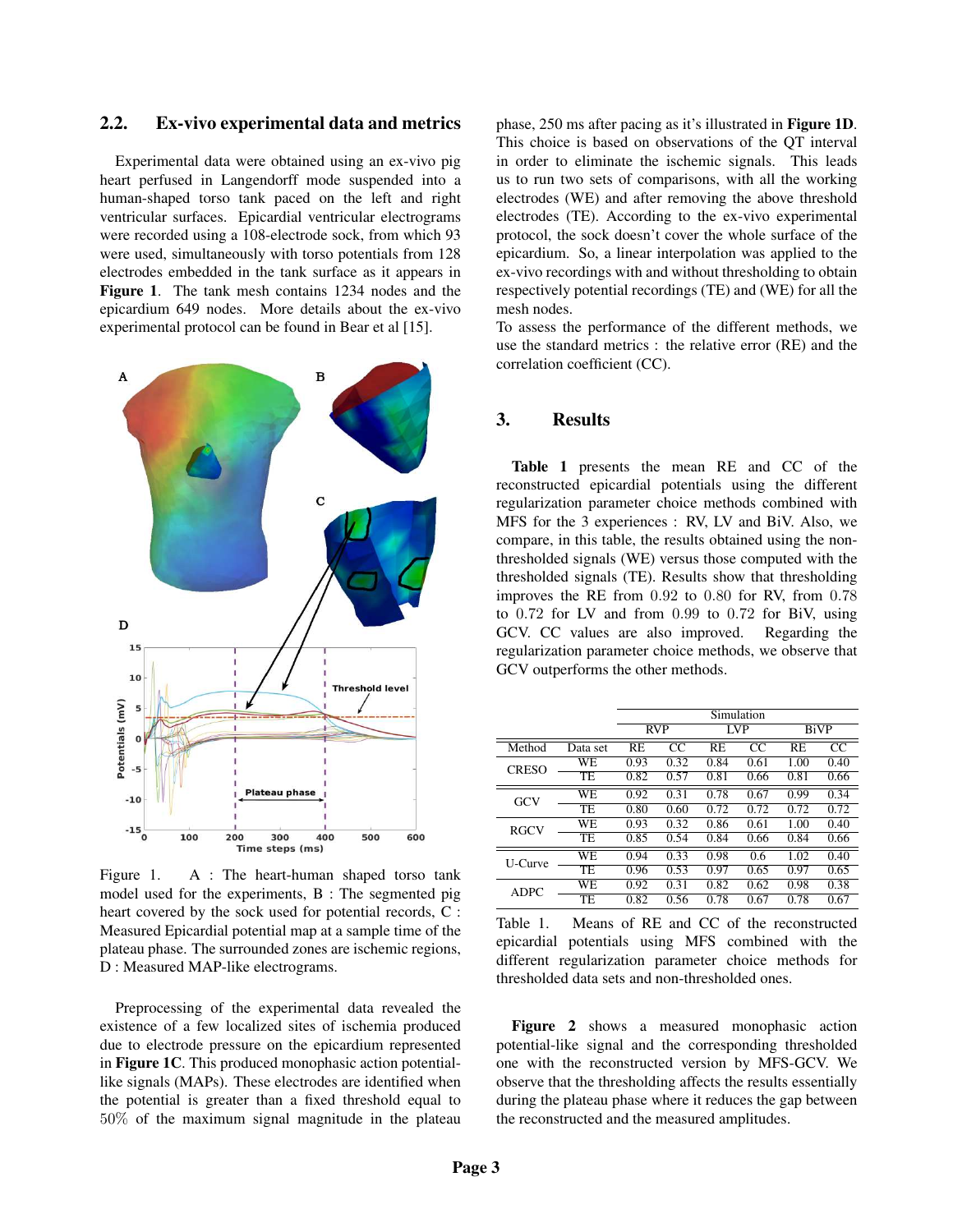## 2.2. Ex-vivo experimental data and metrics

Experimental data were obtained using an ex-vivo pig heart perfused in Langendorff mode suspended into a human-shaped torso tank paced on the left and right ventricular surfaces. Epicardial ventricular electrograms were recorded using a 108-electrode sock, from which 93 were used, simultaneously with torso potentials from 128 electrodes embedded in the tank surface as it appears in **Figure 1**. The tank mesh contains 1234 nodes and the epicardium 649 nodes. More details about the ex-vivo experimental protocol can be found in Bear et al [15].

Figure 1. A : The heart-human shaped torso tank model used for the experiments, B : The segmented pig heart covered by the sock used for potential records, C : Measured Epicardial potential map at a sample time of the plateau phase. The surrounded zones are ischemic regions, D : Measured MAP-like electrograms.

Preprocessing of the experimental data revealed the existence of a few localized sites of ischemia produced due to electrode pressure on the epicardium represented in **Figure 1C**. This produced monophasic action potential-like signals (MAPs). These electrodes are identified when the potential is greater than a fixed threshold equal to $50\%$ of the maximum signal magnitude in the plateau phase, 250 ms after pacing as it's illustrated in **Figure 1D**. This choice is based on observations of the QT interval in order to eliminate the ischemic signals. This leads us to run two sets of comparisons, with all the working electrodes (WE) and after removing the above threshold electrodes (TE). According to the ex-vivo experimental protocol, the sock doesn't cover the whole surface of the epicardium. So, a linear interpolation was applied to the ex-vivo recordings with and without thresholding to obtain respectively potential recordings (TE) and (WE) for all the mesh nodes.

To assess the performance of the different methods, we use the standard metrics : the relative error (RE) and the correlation coefficient (CC).

## 3. Results

**Table 1** presents the mean RE and CC of the reconstructed epicardial potentials using the different regularization parameter choice methods combined with MFS for the 3 experiences : RV, LV and BiV. Also, we compare, in this table, the results obtained using the non-thresholded signals (WE) versus those computed with the thresholded signals (TE). Results show that thresholding improves the RE from $0.92$ to $0.80$ for RV, from $0.78$ to $0.72$ for LV and from $0.99$ to $0.72$ for BiV, using GCV. CC values are also improved. Regarding the regularization parameter choice methods, we observe that GCV outperforms the other methods.

| | | Simulation | | | | | |
|---|---|---|---|---|---|---|---|
| | | RVP | | LVP | | BiVP | |
| Method | Data set | RE | CC | RE | CC | RE | CC |
| CRESO | WE | 0.93 | 0.32 | 0.84 | 0.61 | 1.00 | 0.40 |
| | TE | 0.82 | 0.57 | 0.81 | 0.66 | 0.81 | 0.66 |
| GCV | WE | 0.92 | 0.31 | 0.78 | 0.67 | 0.99 | 0.34 |
| | TE | 0.80 | 0.60 | 0.72 | 0.72 | 0.72 | 0.72 |
| RGCV | WE | 0.93 | 0.32 | 0.86 | 0.61 | 1.00 | 0.40 |
| | TE | 0.85 | 0.54 | 0.84 | 0.66 | 0.84 | 0.66 |
| U-Curve | WE | 0.94 | 0.33 | 0.98 | 0.6 | 1.02 | 0.40 |
| | TE | 0.96 | 0.53 | 0.97 | 0.65 | 0.97 | 0.65 |
| ADPC | WE | 0.92 | 0.31 | 0.82 | 0.62 | 0.98 | 0.38 |
| | TE | 0.82 | 0.56 | 0.78 | 0.67 | 0.78 | 0.67 |

Table 1. Means of RE and CC of the reconstructed epicardial potentials using MFS combined with the different regularization parameter choice methods for thresholded data sets and non-thresholded ones.

**Figure 2** shows a measured monophasic action potential-like signal and the corresponding thresholded one with the reconstructed version by MFS-GCV. We observe that the thresholding affects the results essentially during the plateau phase where it reduces the gap between the reconstructed and the measured amplitudes.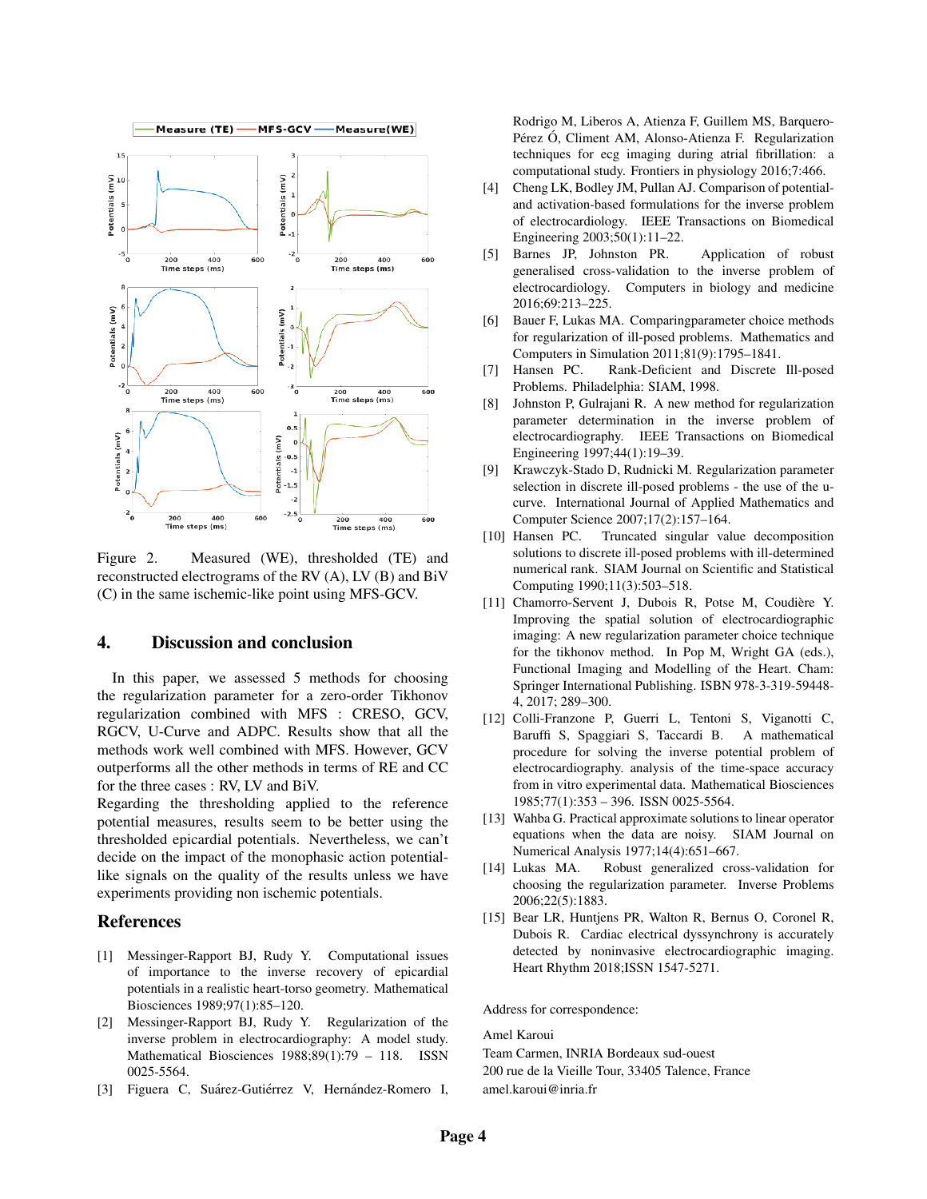Measure (TE) — MFS-GCV — Measure(WE)

Figure 2. Measured (WE), thresholded (TE) and reconstructed electrograms of the RV (A), LV (B) and BiV (C) in the same ischemic-like point using MFS-GCV.

## 4. Discussion and conclusion

In this paper, we assessed 5 methods for choosing the regularization parameter for a zero-order Tikhonov regularization combined with MFS : CRESO, GCV, RGCV, U-Curve and ADPC. Results show that all the methods work well combined with MFS. However, GCV outperforms all the other methods in terms of RE and CC for the three cases : RV, LV and BiV.
Regarding the thresholding applied to the reference potential measures, results seem to be better using the thresholded epicardial potentials. Nevertheless, we can't decide on the impact of the monophasic action potential-like signals on the quality of the results unless we have experiments providing non ischemic potentials.

## References

[1] Messinger-Rapport BJ, Rudy Y. Computational issues of importance to the inverse recovery of epicardial potentials in a realistic heart-torso geometry. Mathematical Biosciences 1989;97(1):85–120.

[2] Messinger-Rapport BJ, Rudy Y. Regularization of the inverse problem in electrocardiography: A model study. Mathematical Biosciences 1988;89(1):79 – 118. ISSN 0025-5564.

[3] Figuera C, Suárez-Gutiérrez V, Hernández-Romero I, Rodrigo M, Liberos A, Atienza F, Guillem MS, Barquero-Pérez Ó, Climent AM, Alonso-Atienza F. Regularization techniques for ecg imaging during atrial fibrillation: a computational study. Frontiers in physiology 2016;7:466.

[4] Cheng LK, Bodley JM, Pullan AJ. Comparison of potential- and activation-based formulations for the inverse problem of electrocardiology. IEEE Transactions on Biomedical Engineering 2003;50(1):11–22.

[5] Barnes JP, Johnston PR. Application of robust generalised cross-validation to the inverse problem of electrocardiology. Computers in biology and medicine 2016;69:213–225.

[6] Bauer F, Lukas MA. Comparingparameter choice methods for regularization of ill-posed problems. Mathematics and Computers in Simulation 2011;81(9):1795–1841.

[7] Hansen PC. Rank-Deficient and Discrete Ill-posed Problems. Philadelphia: SIAM, 1998.

[8] Johnston P, Gulrajani R. A new method for regularization parameter determination in the inverse problem of electrocardiography. IEEE Transactions on Biomedical Engineering 1997;44(1):19–39.

[9] Krawczyk-Stado D, Rudnicki M. Regularization parameter selection in discrete ill-posed problems - the use of the u-curve. International Journal of Applied Mathematics and Computer Science 2007;17(2):157–164.

[10] Hansen PC. Truncated singular value decomposition solutions to discrete ill-posed problems with ill-determined numerical rank. SIAM Journal on Scientific and Statistical Computing 1990;11(3):503–518.

[11] Chamorro-Servent J, Dubois R, Potse M, Coudière Y. Improving the spatial solution of electrocardiographic imaging: A new regularization parameter choice technique for the tikhonov method. In Pop M, Wright GA (eds.), Functional Imaging and Modelling of the Heart. Cham: Springer International Publishing. ISBN 978-3-319-59448-4, 2017; 289–300.

[12] Colli-Franzone P, Guerri L, Tentoni S, Viganotti C, Baruffi S, Spaggiari S, Taccardi B. A mathematical procedure for solving the inverse potential problem of electrocardiography. analysis of the time-space accuracy from in vitro experimental data. Mathematical Biosciences 1985;77(1):353 – 396. ISSN 0025-5564.

[13] Wahba G. Practical approximate solutions to linear operator equations when the data are noisy. SIAM Journal on Numerical Analysis 1977;14(4):651–667.

[14] Lukas MA. Robust generalized cross-validation for choosing the regularization parameter. Inverse Problems 2006;22(5):1883.

[15] Bear LR, Huntjens PR, Walton R, Bernus O, Coronel R, Dubois R. Cardiac electrical dyssynchrony is accurately detected by noninvasive electrocardiographic imaging. Heart Rhythm 2018;ISSN 1547-5271.

Address for correspondence:

Amel Karoui
Team Carmen, INRIA Bordeaux sud-ouest
200 rue de la Vieille Tour, 33405 Talence, France
amel.karoui@inria.fr